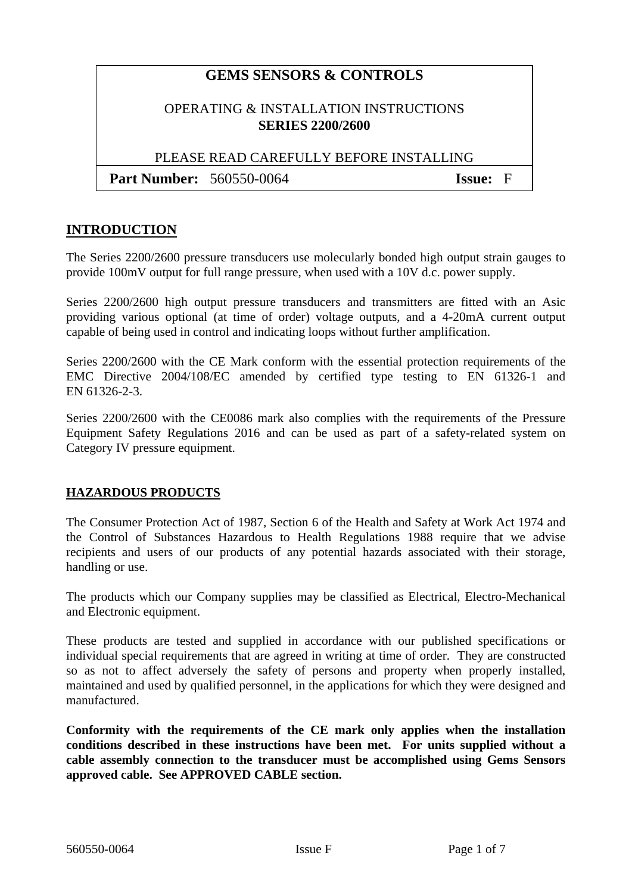| **GEMS SENSORS & CONTROLS** | |
|---|---|
| OPERATING & INSTALLATION INSTRUCTIONS<br>**SERIES 2200/2600** | |
| PLEASE READ CAREFULLY BEFORE INSTALLING | |
| **Part Number:** 560550-0064 | **Issue:** F |

## INTRODUCTION

The Series 2200/2600 pressure transducers use molecularly bonded high output strain gauges to provide 100mV output for full range pressure, when used with a 10V d.c. power supply.

Series 2200/2600 high output pressure transducers and transmitters are fitted with an Asic providing various optional (at time of order) voltage outputs, and a 4-20mA current output capable of being used in control and indicating loops without further amplification.

Series 2200/2600 with the CE Mark conform with the essential protection requirements of the EMC Directive 2004/108/EC amended by certified type testing to EN 61326-1 and EN 61326-2-3.

Series 2200/2600 with the CE0086 mark also complies with the requirements of the Pressure Equipment Safety Regulations 2016 and can be used as part of a safety-related system on Category IV pressure equipment.

### HAZARDOUS PRODUCTS

The Consumer Protection Act of 1987, Section 6 of the Health and Safety at Work Act 1974 and the Control of Substances Hazardous to Health Regulations 1988 require that we advise recipients and users of our products of any potential hazards associated with their storage, handling or use.

The products which our Company supplies may be classified as Electrical, Electro-Mechanical and Electronic equipment.

These products are tested and supplied in accordance with our published specifications or individual special requirements that are agreed in writing at time of order. They are constructed so as not to affect adversely the safety of persons and property when properly installed, maintained and used by qualified personnel, in the applications for which they were designed and manufactured.

**Conformity with the requirements of the CE mark only applies when the installation conditions described in these instructions have been met. For units supplied without a cable assembly connection to the transducer must be accomplished using Gems Sensors approved cable. See APPROVED CABLE section.**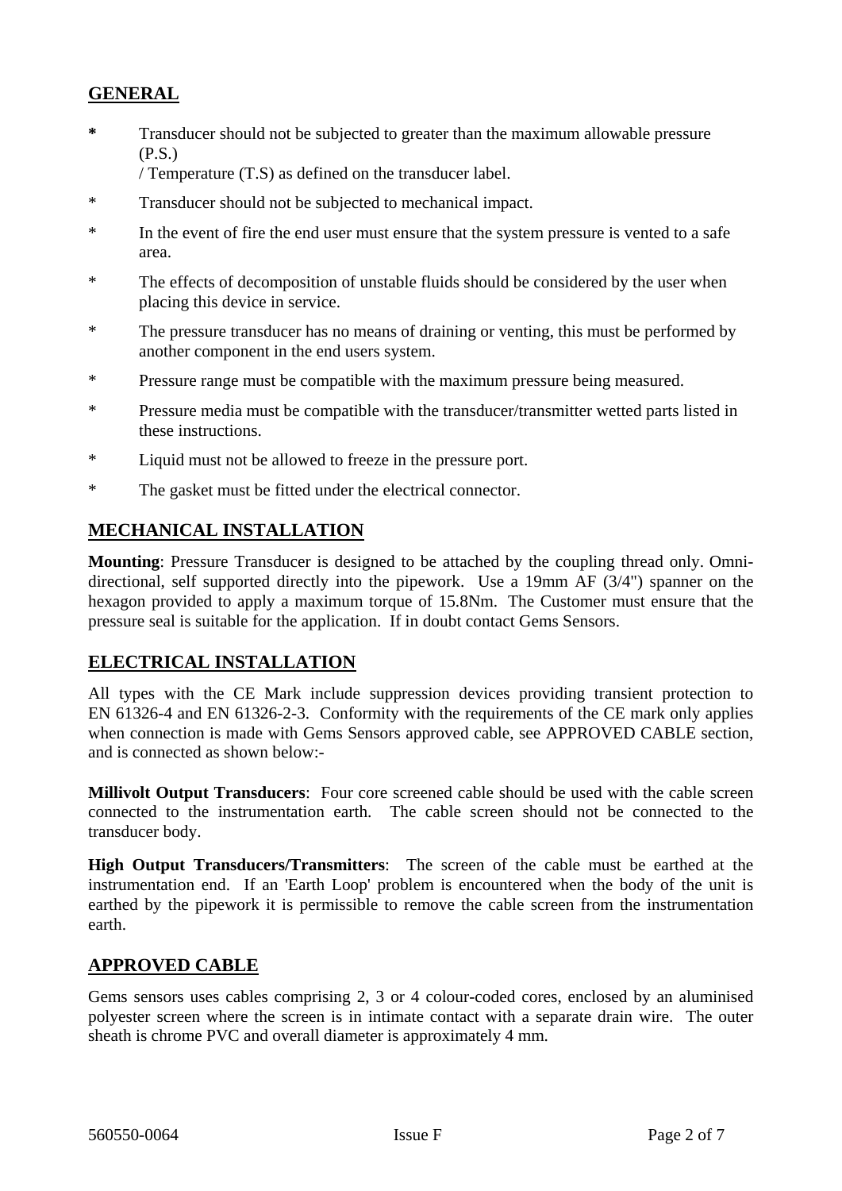## GENERAL

* Transducer should not be subjected to greater than the maximum allowable pressure (P.S.) / Temperature (T.S) as defined on the transducer label.
* Transducer should not be subjected to mechanical impact.
* In the event of fire the end user must ensure that the system pressure is vented to a safe area.
* The effects of decomposition of unstable fluids should be considered by the user when placing this device in service.
* The pressure transducer has no means of draining or venting, this must be performed by another component in the end users system.
* Pressure range must be compatible with the maximum pressure being measured.
* Pressure media must be compatible with the transducer/transmitter wetted parts listed in these instructions.
* Liquid must not be allowed to freeze in the pressure port.
* The gasket must be fitted under the electrical connector.

## MECHANICAL INSTALLATION

**Mounting**: Pressure Transducer is designed to be attached by the coupling thread only. Omni-directional, self supported directly into the pipework. Use a 19mm AF (3/4") spanner on the hexagon provided to apply a maximum torque of 15.8Nm. The Customer must ensure that the pressure seal is suitable for the application. If in doubt contact Gems Sensors.

## ELECTRICAL INSTALLATION

All types with the CE Mark include suppression devices providing transient protection to EN 61326-4 and EN 61326-2-3. Conformity with the requirements of the CE mark only applies when connection is made with Gems Sensors approved cable, see APPROVED CABLE section, and is connected as shown below:-

**Millivolt Output Transducers**: Four core screened cable should be used with the cable screen connected to the instrumentation earth. The cable screen should not be connected to the transducer body.

**High Output Transducers/Transmitters**: The screen of the cable must be earthed at the instrumentation end. If an 'Earth Loop' problem is encountered when the body of the unit is earthed by the pipework it is permissible to remove the cable screen from the instrumentation earth.

## APPROVED CABLE

Gems sensors uses cables comprising 2, 3 or 4 colour-coded cores, enclosed by an aluminised polyester screen where the screen is in intimate contact with a separate drain wire. The outer sheath is chrome PVC and overall diameter is approximately 4 mm.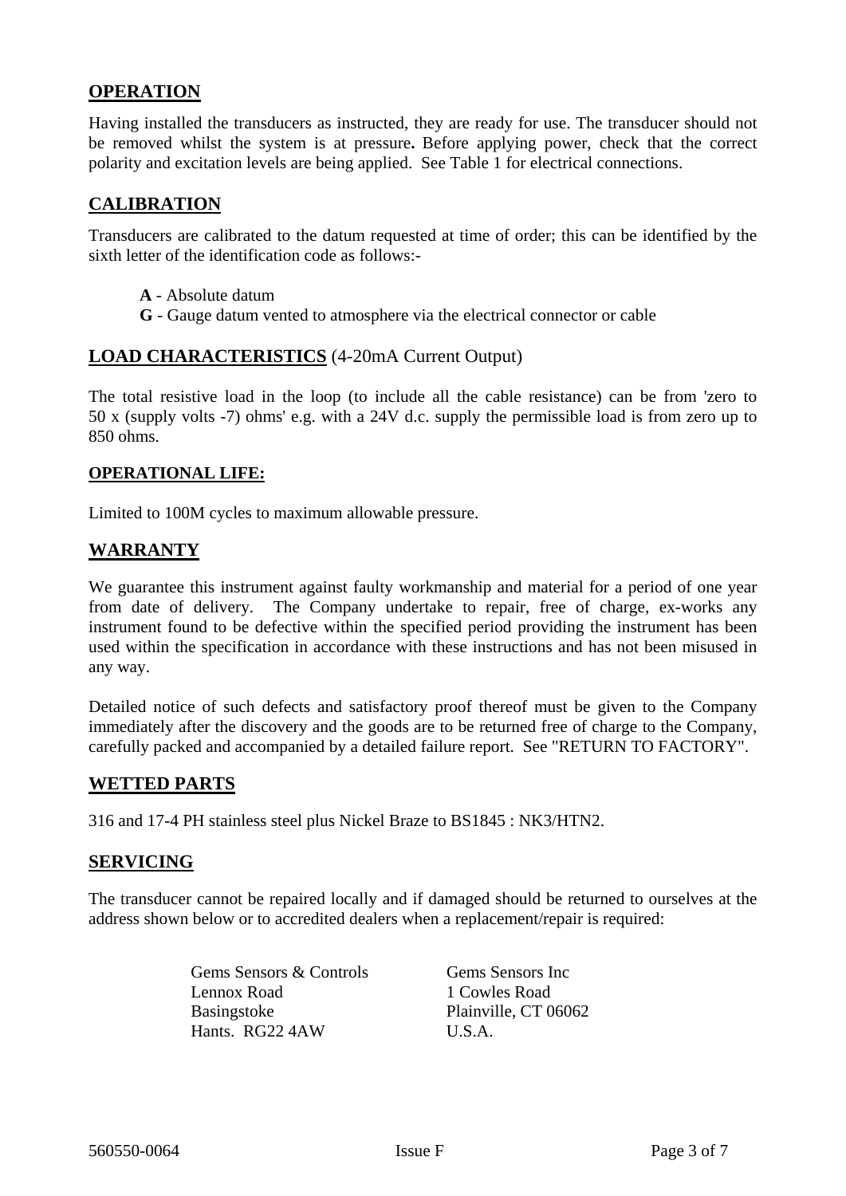## OPERATION

Having installed the transducers as instructed, they are ready for use. The transducer should not be removed whilst the system is at pressure**.** Before applying power, check that the correct polarity and excitation levels are being applied. See Table 1 for electrical connections.

## CALIBRATION

Transducers are calibrated to the datum requested at time of order; this can be identified by the sixth letter of the identification code as follows:-

**A** - Absolute datum
**G** - Gauge datum vented to atmosphere via the electrical connector or cable

## LOAD CHARACTERISTICS (4-20mA Current Output)

The total resistive load in the loop (to include all the cable resistance) can be from 'zero to 50 x (supply volts -7) ohms' e.g. with a 24V d.c. supply the permissible load is from zero up to 850 ohms.

### OPERATIONAL LIFE:

Limited to 100M cycles to maximum allowable pressure.

## WARRANTY

We guarantee this instrument against faulty workmanship and material for a period of one year from date of delivery. The Company undertake to repair, free of charge, ex-works any instrument found to be defective within the specified period providing the instrument has been used within the specification in accordance with these instructions and has not been misused in any way.

Detailed notice of such defects and satisfactory proof thereof must be given to the Company immediately after the discovery and the goods are to be returned free of charge to the Company, carefully packed and accompanied by a detailed failure report. See "RETURN TO FACTORY".

## WETTED PARTS

316 and 17-4 PH stainless steel plus Nickel Braze to BS1845 : NK3/HTN2.

## SERVICING

The transducer cannot be repaired locally and if damaged should be returned to ourselves at the address shown below or to accredited dealers when a replacement/repair is required:

Gems Sensors & Controls
Lennox Road
Basingstoke
Hants. RG22 4AW

Gems Sensors Inc
1 Cowles Road
Plainville, CT 06062
U.S.A.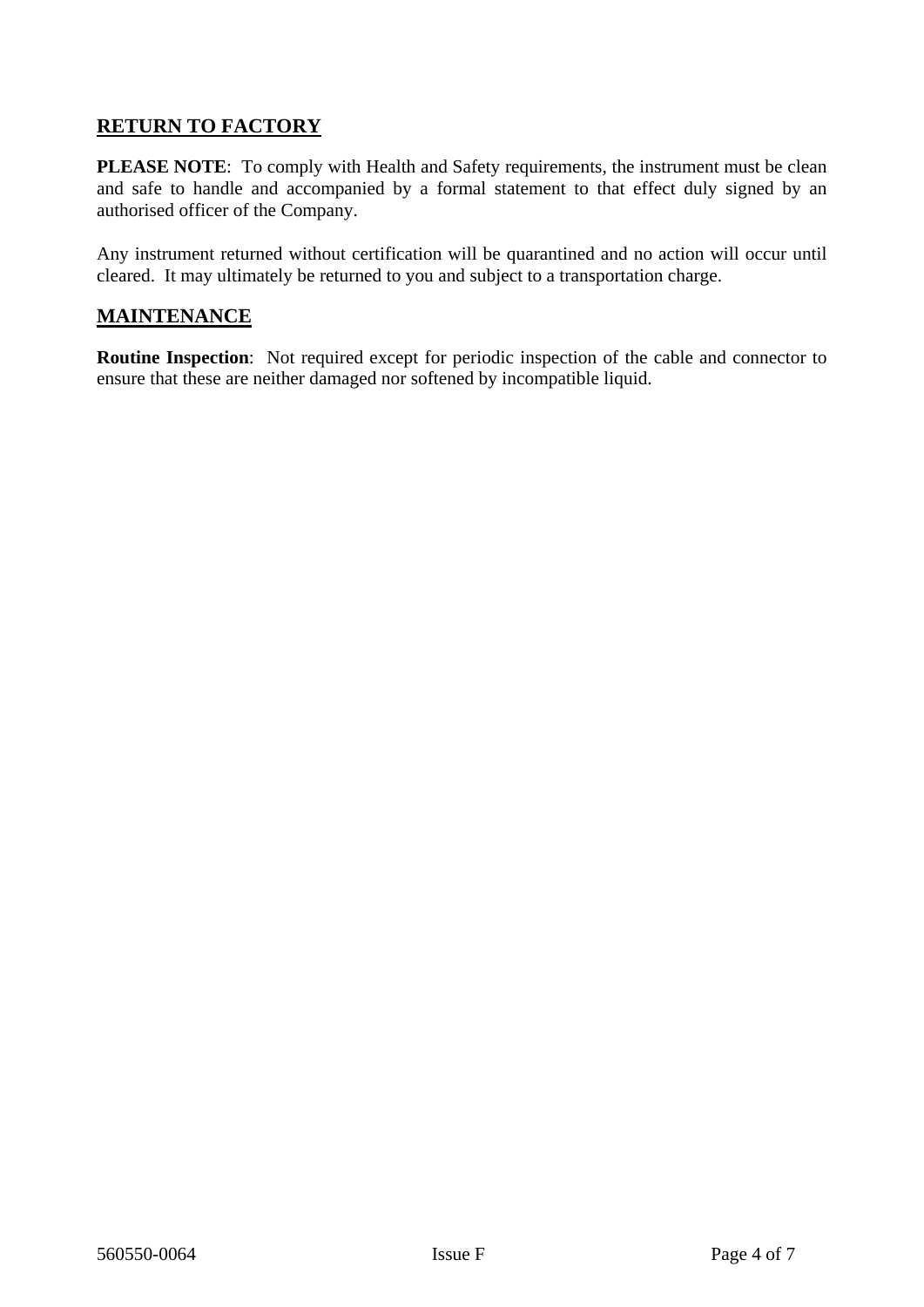## RETURN TO FACTORY

**PLEASE NOTE**: To comply with Health and Safety requirements, the instrument must be clean and safe to handle and accompanied by a formal statement to that effect duly signed by an authorised officer of the Company.

Any instrument returned without certification will be quarantined and no action will occur until cleared. It may ultimately be returned to you and subject to a transportation charge.

## MAINTENANCE

**Routine Inspection**: Not required except for periodic inspection of the cable and connector to ensure that these are neither damaged nor softened by incompatible liquid.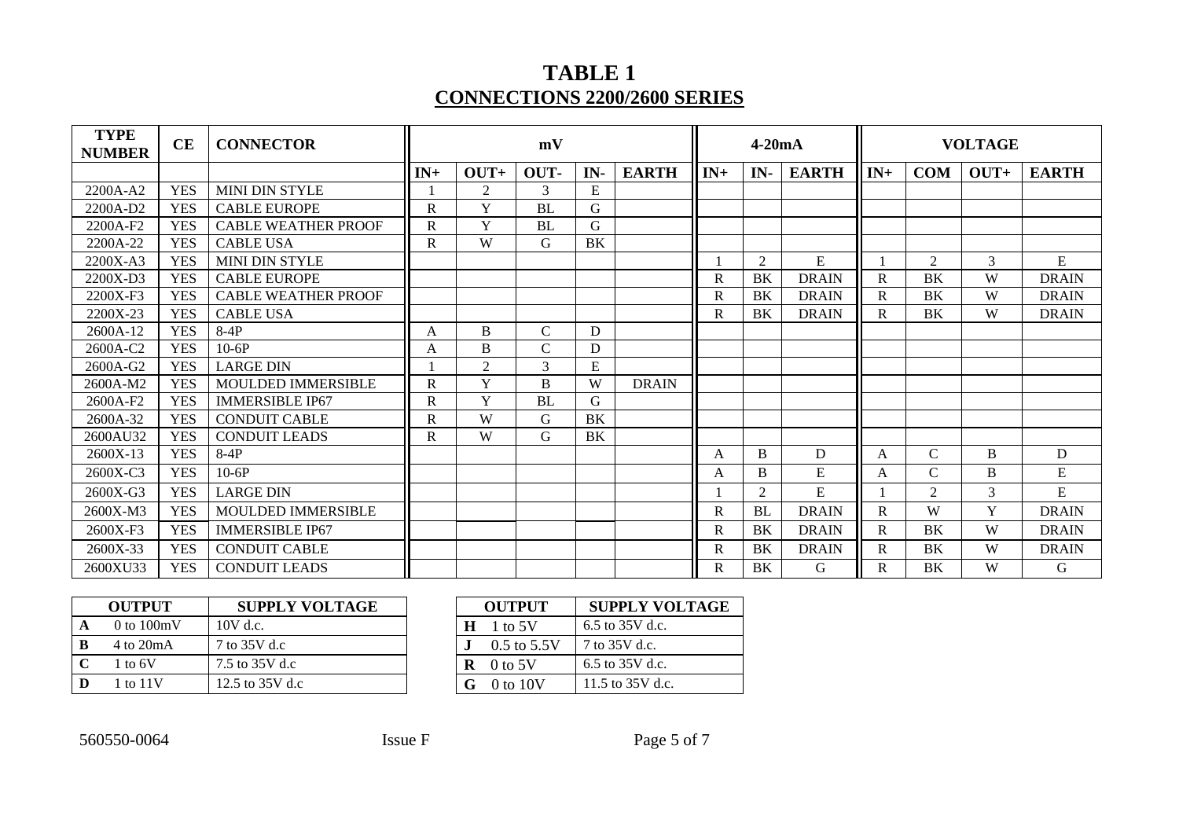# TABLE 1
## CONNECTIONS 2200/2600 SERIES

| TYPE NUMBER | CE | CONNECTOR | mV | | | | | 4-20mA | | | VOLTAGE | | | |
|---|---|---|---|---|---|---|---|---|---|---|---|---|---|---|
| | | | IN+ | OUT+ | OUT- | IN- | EARTH | IN+ | IN- | EARTH | IN+ | COM | OUT+ | EARTH |
| 2200A-A2 | YES | MINI DIN STYLE | 1 | 2 | 3 | E | | | | | | | | |
| 2200A-D2 | YES | CABLE EUROPE | R | Y | BL | G | | | | | | | | |
| 2200A-F2 | YES | CABLE WEATHER PROOF | R | Y | BL | G | | | | | | | | |
| 2200A-22 | YES | CABLE USA | R | W | G | BK | | | | | | | | |
| 2200X-A3 | YES | MINI DIN STYLE | | | | | | 1 | 2 | E | 1 | 2 | 3 | E |
| 2200X-D3 | YES | CABLE EUROPE | | | | | | R | BK | DRAIN | R | BK | W | DRAIN |
| 2200X-F3 | YES | CABLE WEATHER PROOF | | | | | | R | BK | DRAIN | R | BK | W | DRAIN |
| 2200X-23 | YES | CABLE USA | | | | | | R | BK | DRAIN | R | BK | W | DRAIN |
| 2600A-12 | YES | 8-4P | A | B | C | D | | | | | | | | |
| 2600A-C2 | YES | 10-6P | A | B | C | D | | | | | | | | |
| 2600A-G2 | YES | LARGE DIN | 1 | 2 | 3 | E | | | | | | | | |
| 2600A-M2 | YES | MOULDED IMMERSIBLE | R | Y | B | W | DRAIN | | | | | | | |
| 2600A-F2 | YES | IMMERSIBLE IP67 | R | Y | BL | G | | | | | | | | |
| 2600A-32 | YES | CONDUIT CABLE | R | W | G | BK | | | | | | | | |
| 2600AU32 | YES | CONDUIT LEADS | R | W | G | BK | | | | | | | | |
| 2600X-13 | YES | 8-4P | | | | | | A | B | D | A | C | B | D |
| 2600X-C3 | YES | 10-6P | | | | | | A | B | E | A | C | B | E |
| 2600X-G3 | YES | LARGE DIN | | | | | | 1 | 2 | E | 1 | 2 | 3 | E |
| 2600X-M3 | YES | MOULDED IMMERSIBLE | | | | | | R | BL | DRAIN | R | W | Y | DRAIN |
| 2600X-F3 | YES | IMMERSIBLE IP67 | | | | | | R | BK | DRAIN | R | BK | W | DRAIN |
| 2600X-33 | YES | CONDUIT CABLE | | | | | | R | BK | DRAIN | R | BK | W | DRAIN |
| 2600XU33 | YES | CONDUIT LEADS | | | | | | R | BK | G | R | BK | W | G |

| OUTPUT | | SUPPLY VOLTAGE |
|---|---|---|
| A | 0 to 100mV | 10V d.c. |
| B | 4 to 20mA | 7 to 35V d.c |
| C | 1 to 6V | 7.5 to 35V d.c |
| D | 1 to 11V | 12.5 to 35V d.c |

| OUTPUT | | SUPPLY VOLTAGE |
|---|---|---|
| H | 1 to 5V | 6.5 to 35V d.c. |
| J | 0.5 to 5.5V | 7 to 35V d.c. |
| R | 0 to 5V | 6.5 to 35V d.c. |
| G | 0 to 10V | 11.5 to 35V d.c. |

560550-0064 Issue F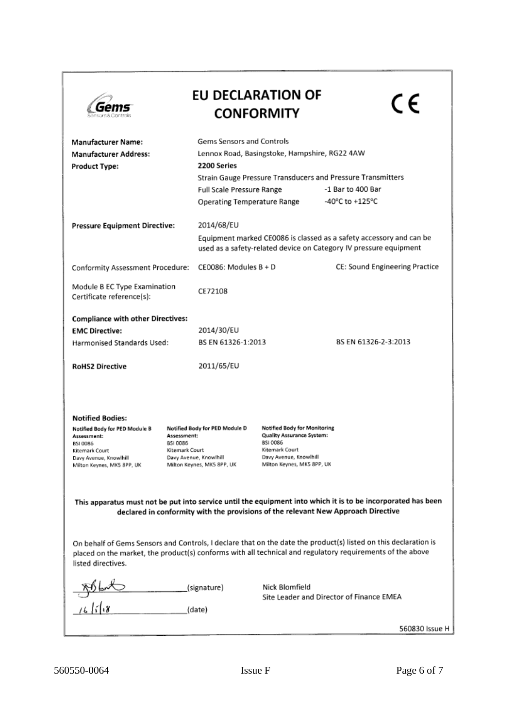Gems Sensors & Controls

# EU DECLARATION OF CONFORMITY

CE

| | | |
|---|---|---|
| **Manufacturer Name:** | Gems Sensors and Controls | |
| **Manufacturer Address:** | Lennox Road, Basingstoke, Hampshire, RG22 4AW | |
| **Product Type:** | **2200 Series** | |
| | Strain Gauge Pressure Transducers and Pressure Transmitters | |
| | Full Scale Pressure Range | -1 Bar to 400 Bar |
| | Operating Temperature Range | -40°C to +125°C |
| **Pressure Equipment Directive:** | 2014/68/EU | |
| | Equipment marked CE0086 is classed as a safety accessory and can be used as a safety-related device on Category IV pressure equipment | |
| Conformity Assessment Procedure: | CE0086: Modules B + D | CE: Sound Engineering Practice |
| Module B EC Type Examination Certificate reference(s): | CE72108 | |
| **Compliance with other Directives:** | | |
| **EMC Directive:** | 2014/30/EU | |
| Harmonised Standards Used: | BS EN 61326-1:2013 | BS EN 61326-2-3:2013 |
| **RoHS2 Directive** | 2011/65/EU | |

**Notified Bodies:**

| **Notified Body for PED Module B Assessment:** | **Notified Body for PED Module D Assessment:** | **Notified Body for Monitoring Quality Assurance System:** |
|---|---|---|
| BSI 0086<br>Kitemark Court<br>Davy Avenue, Knowlhill<br>Milton Keynes, MK5 8PP, UK | BSI 0086<br>Kitemark Court<br>Davy Avenue, Knowlhill<br>Milton Keynes, MK5 8PP, UK | BSI 0086<br>Kitemark Court<br>Davy Avenue, Knowlhill<br>Milton Keynes, MK5 8PP, UK |

**This apparatus must not be put into service until the equipment into which it is to be incorporated has been declared in conformity with the provisions of the relevant New Approach Directive**

On behalf of Gems Sensors and Controls, I declare that on the date the product(s) listed on this declaration is placed on the market, the product(s) conforms with all technical and regulatory requirements of the above listed directives.

_____________ (signature) Nick Blomfield
Site Leader and Director of Finance EMEA

16/5/18 (date)

560830 Issue H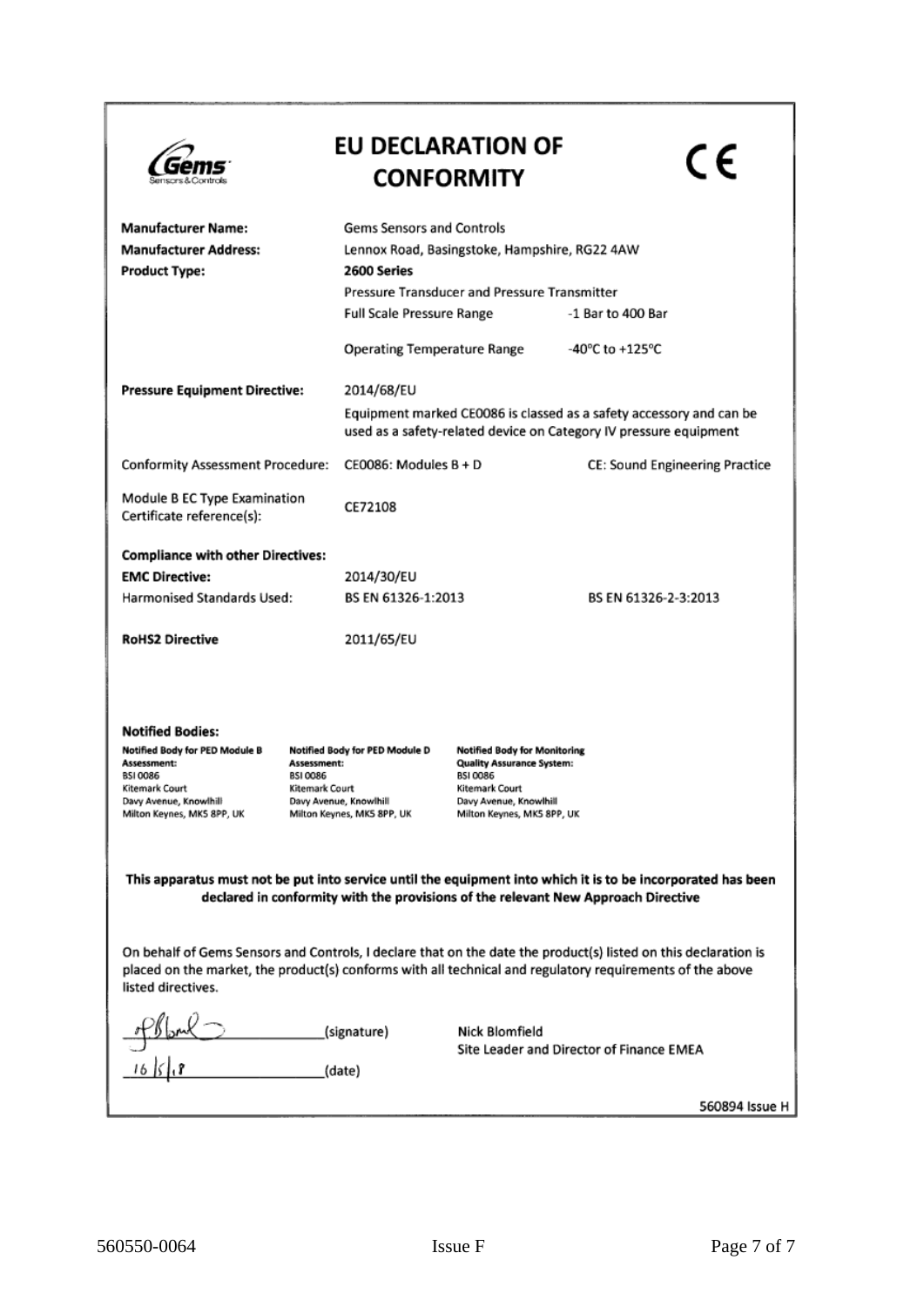# EU DECLARATION OF CONFORMITY

CE

| | | |
|---|---|---|
| **Manufacturer Name:** | Gems Sensors and Controls | |
| **Manufacturer Address:** | Lennox Road, Basingstoke, Hampshire, RG22 4AW | |
| **Product Type:** | **2600 Series** | |
| | Pressure Transducer and Pressure Transmitter | |
| | Full Scale Pressure Range | -1 Bar to 400 Bar |
| | Operating Temperature Range | -40°C to +125°C |
| **Pressure Equipment Directive:** | 2014/68/EU | |
| | Equipment marked CE0086 is classed as a safety accessory and can be used as a safety-related device on Category IV pressure equipment | |
| Conformity Assessment Procedure: | CE0086: Modules B + D | CE: Sound Engineering Practice |
| Module B EC Type Examination Certificate reference(s): | CE72108 | |

**Compliance with other Directives:**

| | | |
|---|---|---|
| **EMC Directive:** | 2014/30/EU | |
| Harmonised Standards Used: | BS EN 61326-1:2013 | BS EN 61326-2-3:2013 |
| **RoHS2 Directive** | 2011/65/EU | |

**Notified Bodies:**

| **Notified Body for PED Module B Assessment:** | **Notified Body for PED Module D Assessment:** | **Notified Body for Monitoring Quality Assurance System:** |
|---|---|---|
| BSI 0086<br>Kitemark Court<br>Davy Avenue, Knowlhill<br>Milton Keynes, MK5 8PP, UK | BSI 0086<br>Kitemark Court<br>Davy Avenue, Knowlhill<br>Milton Keynes, MK5 8PP, UK | BSI 0086<br>Kitemark Court<br>Davy Avenue, Knowlhill<br>Milton Keynes, MK5 8PP, UK |

**This apparatus must not be put into service until the equipment into which it is to be incorporated has been declared in conformity with the provisions of the relevant New Approach Directive**

On behalf of Gems Sensors and Controls, I declare that on the date the product(s) listed on this declaration is placed on the market, the product(s) conforms with all technical and regulatory requirements of the above listed directives.

_______________ (signature) Nick Blomfield
Site Leader and Director of Finance EMEA

16/5/18 (date)

560894 Issue H